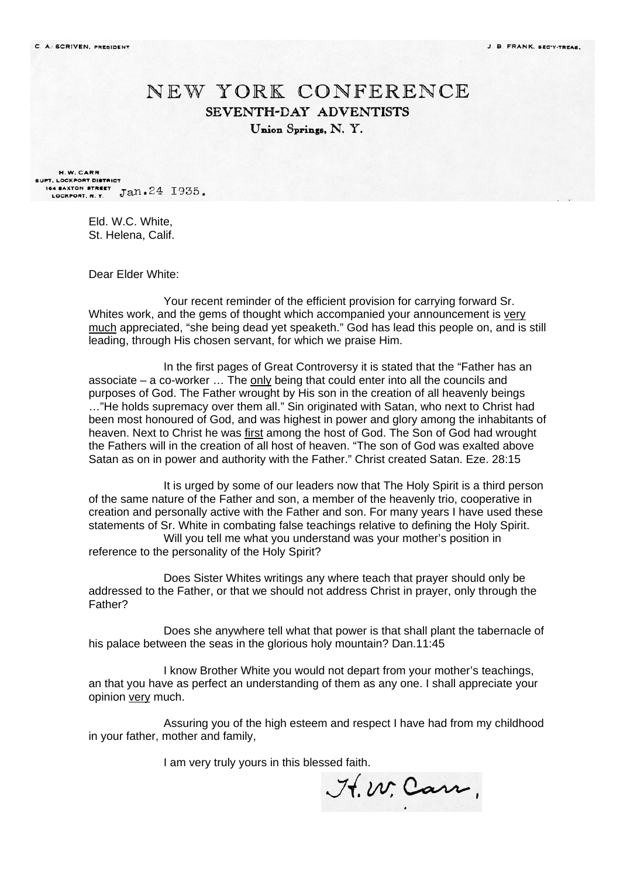C. A. SCRIVEN, PRESIDENT

J. B. FRANK, SEC'Y-TREAS.

# NEW YORK CONFERENCE

## SEVENTH-DAY ADVENTISTS

Union Springs, N. Y.

H. W. CARR
SUPT. LOCKPORT DISTRICT
164 SAXTON STREET
LOCKPORT, N. Y.

Jan.24 1935.

Eld. W.C. White,
St. Helena, Calif.

Dear Elder White:

Your recent reminder of the efficient provision for carrying forward Sr. Whites work, and the gems of thought which accompanied your announcement is very much appreciated, "she being dead yet speaketh." God has lead this people on, and is still leading, through His chosen servant, for which we praise Him.

In the first pages of Great Controversy it is stated that the "Father has an associate – a co-worker … The only being that could enter into all the councils and purposes of God. The Father wrought by His son in the creation of all heavenly beings …"He holds supremacy over them all." Sin originated with Satan, who next to Christ had been most honoured of God, and was highest in power and glory among the inhabitants of heaven. Next to Christ he was first among the host of God. The Son of God had wrought the Fathers will in the creation of all host of heaven. "The son of God was exalted above Satan as on in power and authority with the Father." Christ created Satan. Eze. 28:15

It is urged by some of our leaders now that The Holy Spirit is a third person of the same nature of the Father and son, a member of the heavenly trio, cooperative in creation and personally active with the Father and son. For many years I have used these statements of Sr. White in combating false teachings relative to defining the Holy Spirit.

Will you tell me what you understand was your mother's position in reference to the personality of the Holy Spirit?

Does Sister Whites writings any where teach that prayer should only be addressed to the Father, or that we should not address Christ in prayer, only through the Father?

Does she anywhere tell what that power is that shall plant the tabernacle of his palace between the seas in the glorious holy mountain? Dan.11:45

I know Brother White you would not depart from your mother's teachings, an that you have as perfect an understanding of them as any one. I shall appreciate your opinion very much.

Assuring you of the high esteem and respect I have had from my childhood in your father, mother and family,

I am very truly yours in this blessed faith.

H. W. Carr,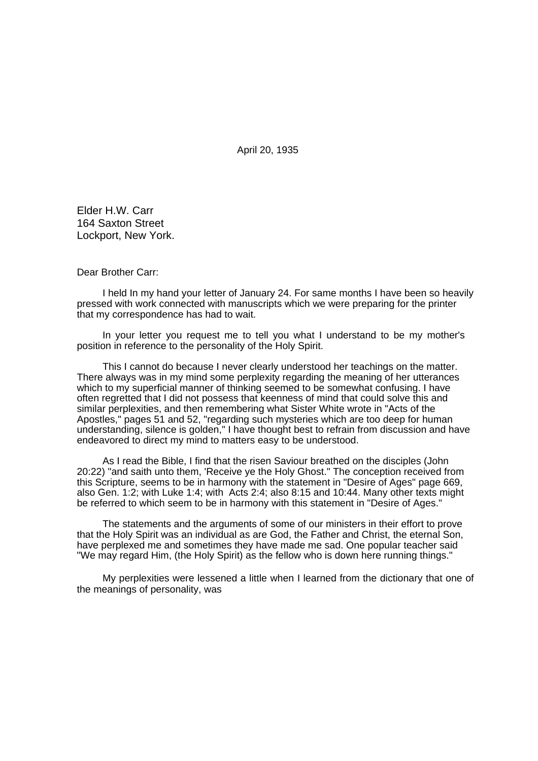April 20, 1935

Elder H.W. Carr  
164 Saxton Street  
Lockport, New York.

Dear Brother Carr:

I held In my hand your letter of January 24. For same months I have been so heavily pressed with work connected with manuscripts which we were preparing for the printer that my correspondence has had to wait.

In your letter you request me to tell you what I understand to be my mother's position in reference to the personality of the Holy Spirit.

This I cannot do because I never clearly understood her teachings on the matter. There always was in my mind some perplexity regarding the meaning of her utterances which to my superficial manner of thinking seemed to be somewhat confusing. I have often regretted that I did not possess that keenness of mind that could solve this and similar perplexities, and then remembering what Sister White wrote in "Acts of the Apostles," pages 51 and 52, "regarding such mysteries which are too deep for human understanding, silence is golden," I have thought best to refrain from discussion and have endeavored to direct my mind to matters easy to be understood.

As I read the Bible, I find that the risen Saviour breathed on the disciples (John 20:22) "and saith unto them, 'Receive ye the Holy Ghost." The conception received from this Scripture, seems to be in harmony with the statement in "Desire of Ages" page 669, also Gen. 1:2; with Luke 1:4; with Acts 2:4; also 8:15 and 10:44. Many other texts might be referred to which seem to be in harmony with this statement in "Desire of Ages."

The statements and the arguments of some of our ministers in their effort to prove that the Holy Spirit was an individual as are God, the Father and Christ, the eternal Son, have perplexed me and sometimes they have made me sad. One popular teacher said "We may regard Him, (the Holy Spirit) as the fellow who is down here running things."

My perplexities were lessened a little when I learned from the dictionary that one of the meanings of personality, was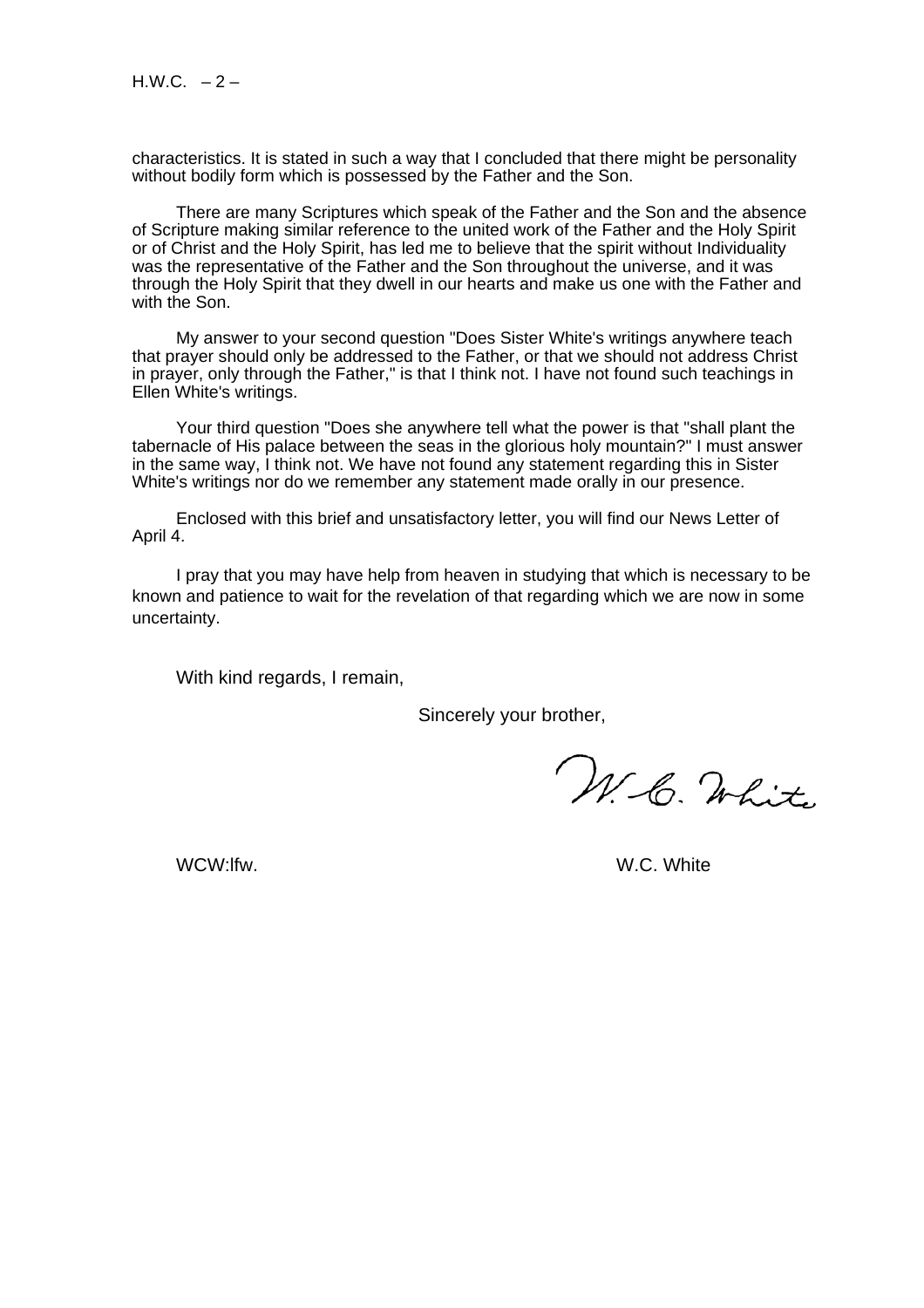characteristics. It is stated in such a way that I concluded that there might be personality without bodily form which is possessed by the Father and the Son.

There are many Scriptures which speak of the Father and the Son and the absence of Scripture making similar reference to the united work of the Father and the Holy Spirit or of Christ and the Holy Spirit, has led me to believe that the spirit without Individuality was the representative of the Father and the Son throughout the universe, and it was through the Holy Spirit that they dwell in our hearts and make us one with the Father and with the Son.

My answer to your second question "Does Sister White's writings anywhere teach that prayer should only be addressed to the Father, or that we should not address Christ in prayer, only through the Father," is that I think not. I have not found such teachings in Ellen White's writings.

Your third question "Does she anywhere tell what the power is that "shall plant the tabernacle of His palace between the seas in the glorious holy mountain?" I must answer in the same way, I think not. We have not found any statement regarding this in Sister White's writings nor do we remember any statement made orally in our presence.

Enclosed with this brief and unsatisfactory letter, you will find our News Letter of April 4.

I pray that you may have help from heaven in studying that which is necessary to be known and patience to wait for the revelation of that regarding which we are now in some uncertainty.

With kind regards, I remain,

Sincerely your brother,

W. C. White

WCW:lfw.

W.C. White